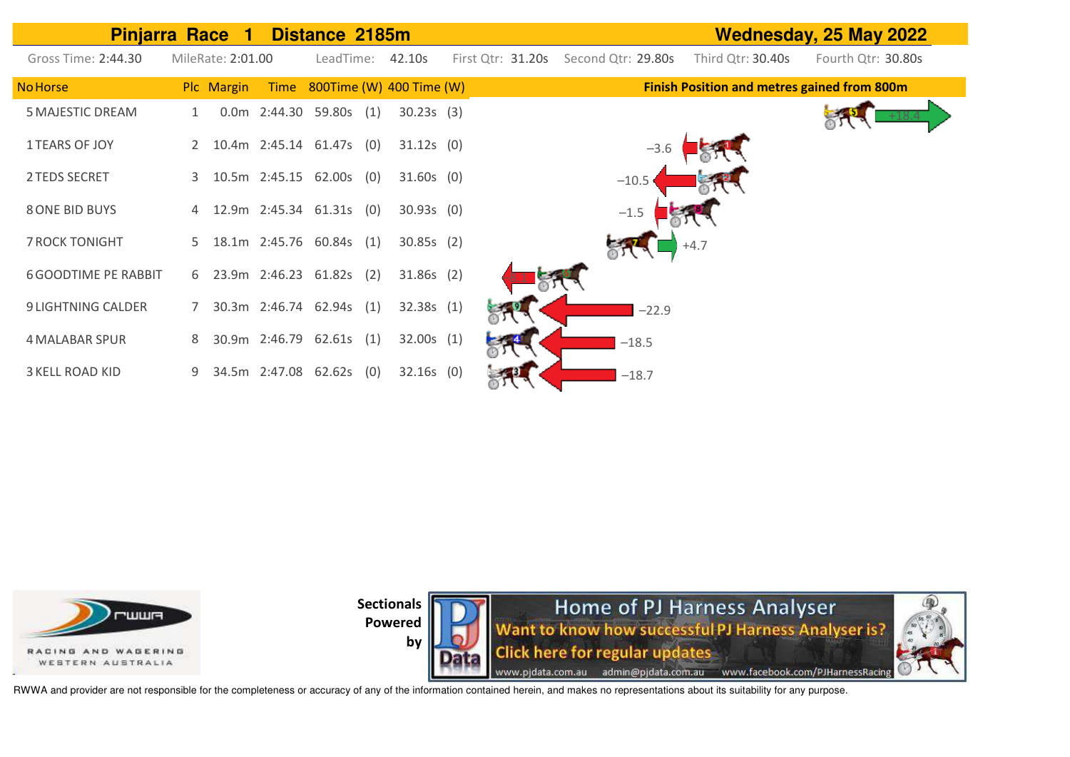# Pinjarra Race 1 Distance 2185m — Wednesday, 25 May 2022

Gross Time: 2:44.30 | MileRate: 2:01.00 | LeadTime: 42.10s | First Qtr: 31.20s | Second Qtr: 29.80s | Third Qtr: 30.40s | Fourth Qtr: 30.80s

| No | Horse | Plc | Margin | Time | 800Time | (W) | 400 Time | (W) | Finish Position and metres gained from 800m |
|---|---|---|---|---|---|---|---|---|---|
| 5 | MAJESTIC DREAM | 1 | 0.0m | 2:44.30 | 59.80s | (1) | 30.23s | (3) | +18.4 |
| 1 | TEARS OF JOY | 2 | 10.4m | 2:45.14 | 61.47s | (0) | 31.12s | (0) | −3.6 |
| 2 | TEDS SECRET | 3 | 10.5m | 2:45.15 | 62.00s | (0) | 31.60s | (0) | −10.5 |
| 8 | ONE BID BUYS | 4 | 12.9m | 2:45.34 | 61.31s | (0) | 30.93s | (0) | −1.5 |
| 7 | ROCK TONIGHT | 5 | 18.1m | 2:45.76 | 60.84s | (1) | 30.85s | (2) | +4.7 |
| 6 | GOODTIME PE RABBIT | 6 | 23.9m | 2:46.23 | 61.82s | (2) | 31.86s | (2) | |
| 9 | LIGHTNING CALDER | 7 | 30.3m | 2:46.74 | 62.94s | (1) | 32.38s | (1) | −22.9 |
| 4 | MALABAR SPUR | 8 | 30.9m | 2:46.79 | 62.61s | (1) | 32.00s | (1) | −18.5 |
| 3 | KELL ROAD KID | 9 | 34.5m | 2:47.08 | 62.62s | (0) | 32.16s | (0) | −18.7 |

Sectionals Powered by

Home of PJ Harness Analyser
Want to know how successful PJ Harness Analyser is?
Click here for regular updates
www.pjdata.com.au admin@pjdata.com.au www.facebook.com/PJHarnessRacing

RACING AND WAGERING WESTERN AUSTRALIA

RWWA and provider are not responsible for the completeness or accuracy of any of the information contained herein, and makes no representations about its suitability for any purpose.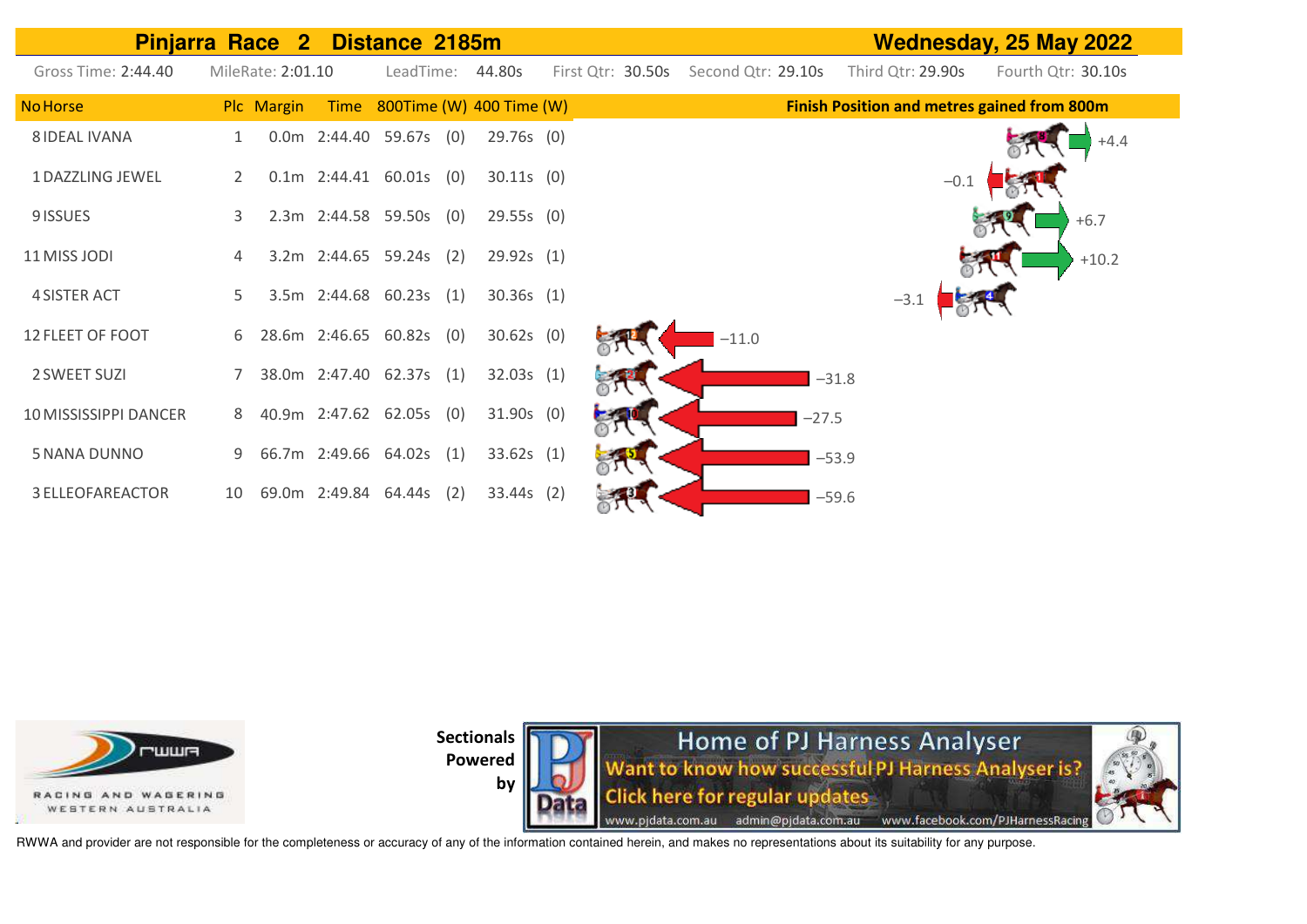## Pinjarra Race 2 Distance 2185m — Wednesday, 25 May 2022

Gross Time: 2:44.40 | MileRate: 2:01.10 | LeadTime: 44.80s | First Qtr: 30.50s | Second Qtr: 29.10s | Third Qtr: 29.90s | Fourth Qtr: 30.10s

| No | Horse | Plc | Margin | Time | 800Time | (W) | 400 Time | (W) | Finish Position and metres gained from 800m |
|---|---|---|---|---|---|---|---|---|---|
| 8 | IDEAL IVANA | 1 | 0.0m | 2:44.40 | 59.67s | (0) | 29.76s | (0) | +4.4 |
| 1 | DAZZLING JEWEL | 2 | 0.1m | 2:44.41 | 60.01s | (0) | 30.11s | (0) | −0.1 |
| 9 | ISSUES | 3 | 2.3m | 2:44.58 | 59.50s | (0) | 29.55s | (0) | +6.7 |
| 11 | MISS JODI | 4 | 3.2m | 2:44.65 | 59.24s | (2) | 29.92s | (1) | +10.2 |
| 4 | SISTER ACT | 5 | 3.5m | 2:44.68 | 60.23s | (1) | 30.36s | (1) | −3.1 |
| 12 | FLEET OF FOOT | 6 | 28.6m | 2:46.65 | 60.82s | (0) | 30.62s | (0) | −11.0 |
| 2 | SWEET SUZI | 7 | 38.0m | 2:47.40 | 62.37s | (1) | 32.03s | (1) | −31.8 |
| 10 | MISSISSIPPI DANCER | 8 | 40.9m | 2:47.62 | 62.05s | (0) | 31.90s | (0) | −27.5 |
| 5 | NANA DUNNO | 9 | 66.7m | 2:49.66 | 64.02s | (1) | 33.62s | (1) | −53.9 |
| 3 | ELLEOFAREACTOR | 10 | 69.0m | 2:49.84 | 64.44s | (2) | 33.44s | (2) | −59.6 |

Sectionals Powered by

Home of PJ Harness Analyser
Want to know how successful PJ Harness Analyser is?
Click here for regular updates
www.pjdata.com.au admin@pjdata.com.au www.facebook.com/PJHarnessRacing

RWWA and provider are not responsible for the completeness or accuracy of any of the information contained herein, and makes no representations about its suitability for any purpose.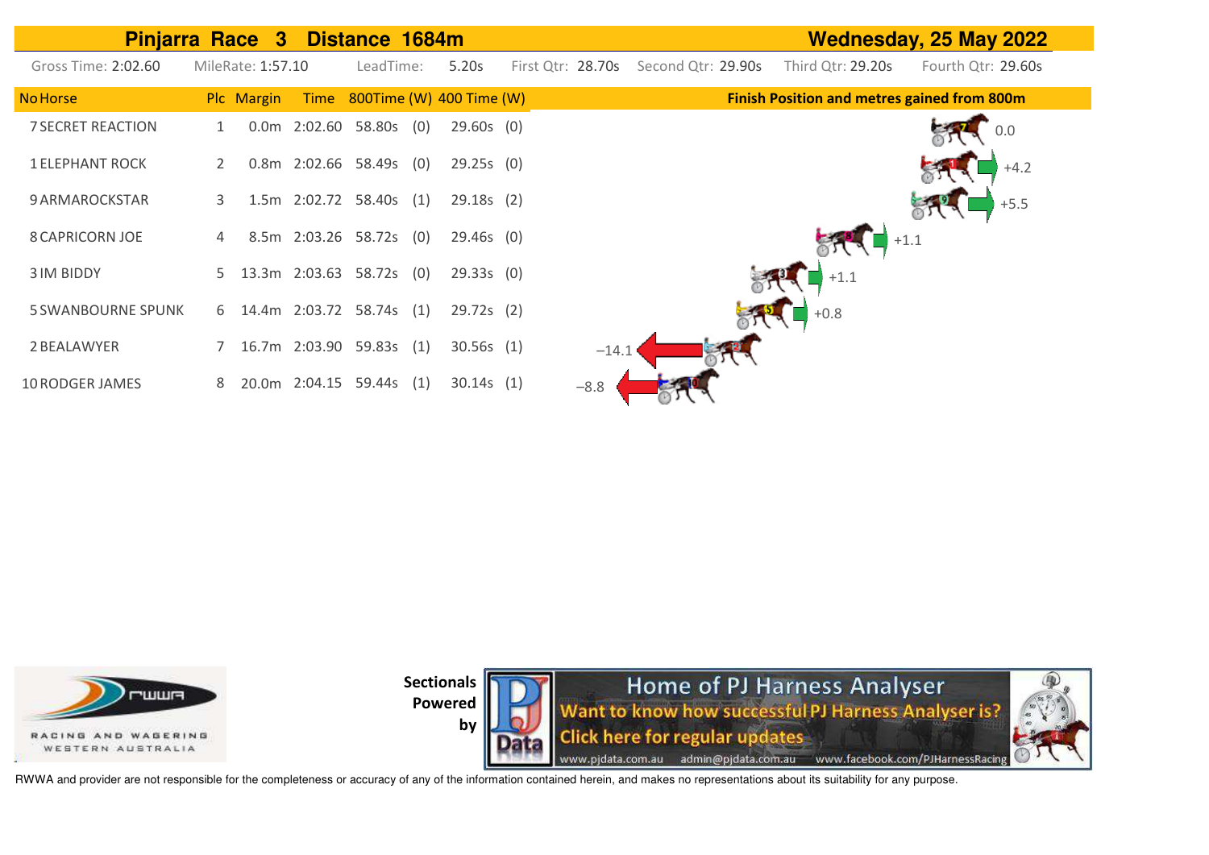## Pinjarra Race 3 Distance 1684m — Wednesday, 25 May 2022

Gross Time: 2:02.60 | MileRate: 1:57.10 | LeadTime: 5.20s | First Qtr: 28.70s | Second Qtr: 29.90s | Third Qtr: 29.20s | Fourth Qtr: 29.60s

| No | Horse | Plc | Margin | Time | 800Time | (W) | 400 Time | (W) | Finish Position and metres gained from 800m |
|---|---|---|---|---|---|---|---|---|---|
| 7 | SECRET REACTION | 1 | 0.0m | 2:02.60 | 58.80s | (0) | 29.60s | (0) | 0.0 |
| 1 | ELEPHANT ROCK | 2 | 0.8m | 2:02.66 | 58.49s | (0) | 29.25s | (0) | +4.2 |
| 9 | ARMAROCKSTAR | 3 | 1.5m | 2:02.72 | 58.40s | (1) | 29.18s | (2) | +5.5 |
| 8 | CAPRICORN JOE | 4 | 8.5m | 2:03.26 | 58.72s | (0) | 29.46s | (0) | +1.1 |
| 3 | IM BIDDY | 5 | 13.3m | 2:03.63 | 58.72s | (0) | 29.33s | (0) | +1.1 |
| 5 | SWANBOURNE SPUNK | 6 | 14.4m | 2:03.72 | 58.74s | (1) | 29.72s | (2) | +0.8 |
| 2 | BEALAWYER | 7 | 16.7m | 2:03.90 | 59.83s | (1) | 30.56s | (1) | −14.1 |
| 10 | RODGER JAMES | 8 | 20.0m | 2:04.15 | 59.44s | (1) | 30.14s | (1) | −8.8 |

RACING AND WAGERING WESTERN AUSTRALIA

Sectionals Powered by

Home of PJ Harness Analyser
Want to know how successful PJ Harness Analyser is?
Click here for regular updates
www.pjdata.com.au admin@pjdata.com.au www.facebook.com/PJHarnessRacing

RWWA and provider are not responsible for the completeness or accuracy of any of the information contained herein, and makes no representations about its suitability for any purpose.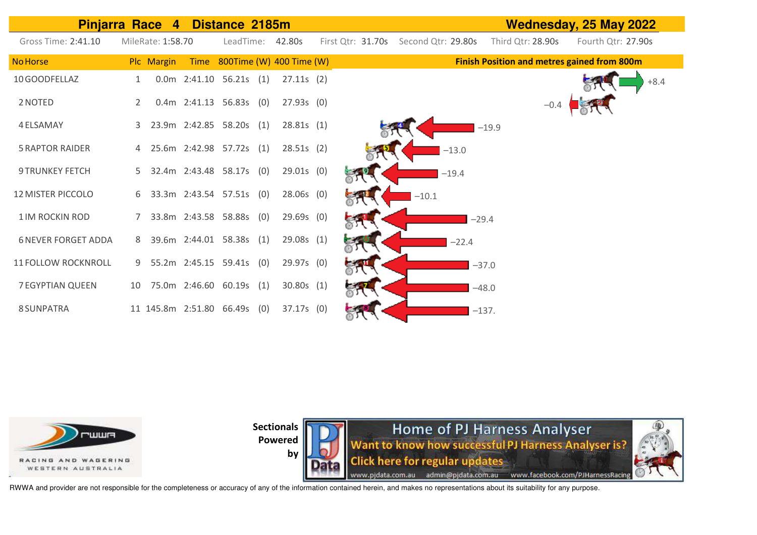## Pinjarra Race 4 Distance 2185m — Wednesday, 25 May 2022

Gross Time: 2:41.10 MileRate: 1:58.70 LeadTime: 42.80s First Qtr: 31.70s Second Qtr: 29.80s Third Qtr: 28.90s Fourth Qtr: 27.90s

| No | Horse | Plc | Margin | Time | 800Time | (W) | 400 Time | (W) | Finish Position and metres gained from 800m |
|---|---|---|---|---|---|---|---|---|---|
| 10 | GOODFELLAZ | 1 | 0.0m | 2:41.10 | 56.21s | (1) | 27.11s | (2) | +8.4 |
| 2 | NOTED | 2 | 0.4m | 2:41.13 | 56.83s | (0) | 27.93s | (0) | −0.4 |
| 4 | ELSAMAY | 3 | 23.9m | 2:42.85 | 58.20s | (1) | 28.81s | (1) | −19.9 |
| 5 | RAPTOR RAIDER | 4 | 25.6m | 2:42.98 | 57.72s | (1) | 28.51s | (2) | −13.0 |
| 9 | TRUNKEY FETCH | 5 | 32.4m | 2:43.48 | 58.17s | (0) | 29.01s | (0) | −19.4 |
| 12 | MISTER PICCOLO | 6 | 33.3m | 2:43.54 | 57.51s | (0) | 28.06s | (0) | −10.1 |
| 1 | IM ROCKIN ROD | 7 | 33.8m | 2:43.58 | 58.88s | (0) | 29.69s | (0) | −29.4 |
| 6 | NEVER FORGET ADDA | 8 | 39.6m | 2:44.01 | 58.38s | (1) | 29.08s | (1) | −22.4 |
| 11 | FOLLOW ROCKNROLL | 9 | 55.2m | 2:45.15 | 59.41s | (0) | 29.97s | (0) | −37.0 |
| 7 | EGYPTIAN QUEEN | 10 | 75.0m | 2:46.60 | 60.19s | (1) | 30.80s | (1) | −48.0 |
| 8 | SUNPATRA | 11 | 145.8m | 2:51.80 | 66.49s | (0) | 37.17s | (0) | −137. |

RWWA — Racing and Wagering Western Australia

Sectionals Powered by PJ Data

Home of PJ Harness Analyser
Want to know how successful PJ Harness Analyser is?
Click here for regular updates
www.pjdata.com.au admin@pjdata.com.au www.facebook.com/PJHarnessRacing

RWWA and provider are not responsible for the completeness or accuracy of any of the information contained herein, and makes no representations about its suitability for any purpose.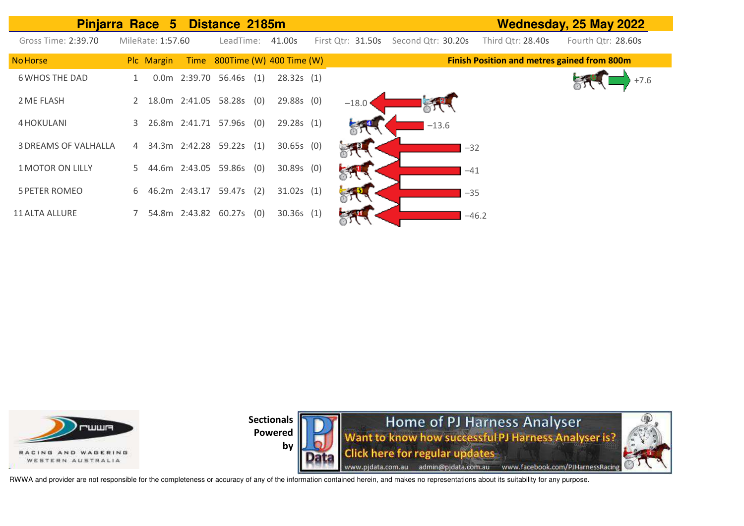## Pinjarra Race 5 Distance 2185m — Wednesday, 25 May 2022

Gross Time: 2:39.70 | MileRate: 1:57.60 | LeadTime: 41.00s | First Qtr: 31.50s | Second Qtr: 30.20s | Third Qtr: 28.40s | Fourth Qtr: 28.60s

| No | Horse | Plc | Margin | Time | 800Time | (W) | 400 Time | (W) | Finish Position and metres gained from 800m |
|---|---|---|---|---|---|---|---|---|---|
| 6 | WHOS THE DAD | 1 | 0.0m | 2:39.70 | 56.46s | (1) | 28.32s | (1) | +7.6 |
| 2 | ME FLASH | 2 | 18.0m | 2:41.05 | 58.28s | (0) | 29.88s | (0) | −18.0 |
| 4 | HOKULANI | 3 | 26.8m | 2:41.71 | 57.96s | (0) | 29.28s | (1) | −13.6 |
| 3 | DREAMS OF VALHALLA | 4 | 34.3m | 2:42.28 | 59.22s | (1) | 30.65s | (0) | −32 |
| 1 | MOTOR ON LILLY | 5 | 44.6m | 2:43.05 | 59.86s | (0) | 30.89s | (0) | −41 |
| 5 | PETER ROMEO | 6 | 46.2m | 2:43.17 | 59.47s | (2) | 31.02s | (1) | −35 |
| 11 | ALTA ALLURE | 7 | 54.8m | 2:43.82 | 60.27s | (0) | 30.36s | (1) | −46.2 |

RWWA — RACING AND WAGERING WESTERN AUSTRALIA

Sectionals Powered by

PJ Data — Home of PJ Harness Analyser. Want to know how successful PJ Harness Analyser is? Click here for regular updates. www.pjdata.com.au admin@pjdata.com.au www.facebook.com/PJHarnessRacing

RWWA and provider are not responsible for the completeness or accuracy of any of the information contained herein, and makes no representations about its suitability for any purpose.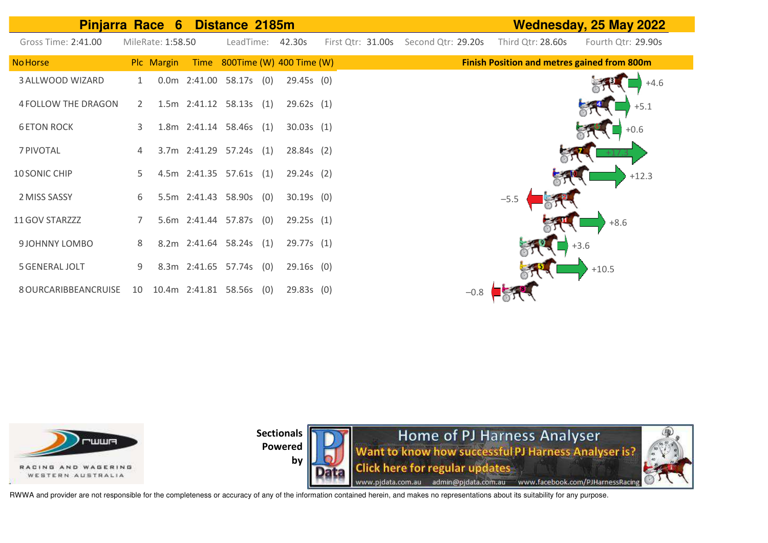## Pinjarra Race 6 Distance 2185m — Wednesday, 25 May 2022

Gross Time: 2:41.00 MileRate: 1:58.50 LeadTime: 42.30s First Qtr: 31.00s Second Qtr: 29.20s Third Qtr: 28.60s Fourth Qtr: 29.90s

| No | Horse | Plc | Margin | Time | 800Time (W) | | 400 Time (W) | | Finish Position and metres gained from 800m |
|---|---|---|---|---|---|---|---|---|---|
| 3 | ALLWOOD WIZARD | 1 | 0.0m | 2:41.00 | 58.17s | (0) | 29.45s | (0) | +4.6 |
| 4 | FOLLOW THE DRAGON | 2 | 1.5m | 2:41.12 | 58.13s | (1) | 29.62s | (1) | +5.1 |
| 6 | ETON ROCK | 3 | 1.8m | 2:41.14 | 58.46s | (1) | 30.03s | (1) | +0.6 |
| 7 | PIVOTAL | 4 | 3.7m | 2:41.29 | 57.24s | (1) | 28.84s | (2) | +17.3 |
| 10 | SONIC CHIP | 5 | 4.5m | 2:41.35 | 57.61s | (1) | 29.24s | (2) | +12.3 |
| 2 | MISS SASSY | 6 | 5.5m | 2:41.43 | 58.90s | (0) | 30.19s | (0) | −5.5 |
| 11 | GOV STARZZZ | 7 | 5.6m | 2:41.44 | 57.87s | (0) | 29.25s | (1) | +8.6 |
| 9 | JOHNNY LOMBO | 8 | 8.2m | 2:41.64 | 58.24s | (1) | 29.77s | (1) | +3.6 |
| 5 | GENERAL JOLT | 9 | 8.3m | 2:41.65 | 57.74s | (0) | 29.16s | (0) | +10.5 |
| 8 | OURCARIBBEANCRUISE | 10 | 10.4m | 2:41.81 | 58.56s | (0) | 29.83s | (0) | −0.8 |

RACING AND WAGERING WESTERN AUSTRALIA

**Sectionals Powered by**

Home of PJ Harness Analyser
Want to know how successful PJ Harness Analyser is?
Click here for regular updates
www.pjdata.com.au admin@pjdata.com.au www.facebook.com/PJHarnessRacing

RWWA and provider are not responsible for the completeness or accuracy of any of the information contained herein, and makes no representations about its suitability for any purpose.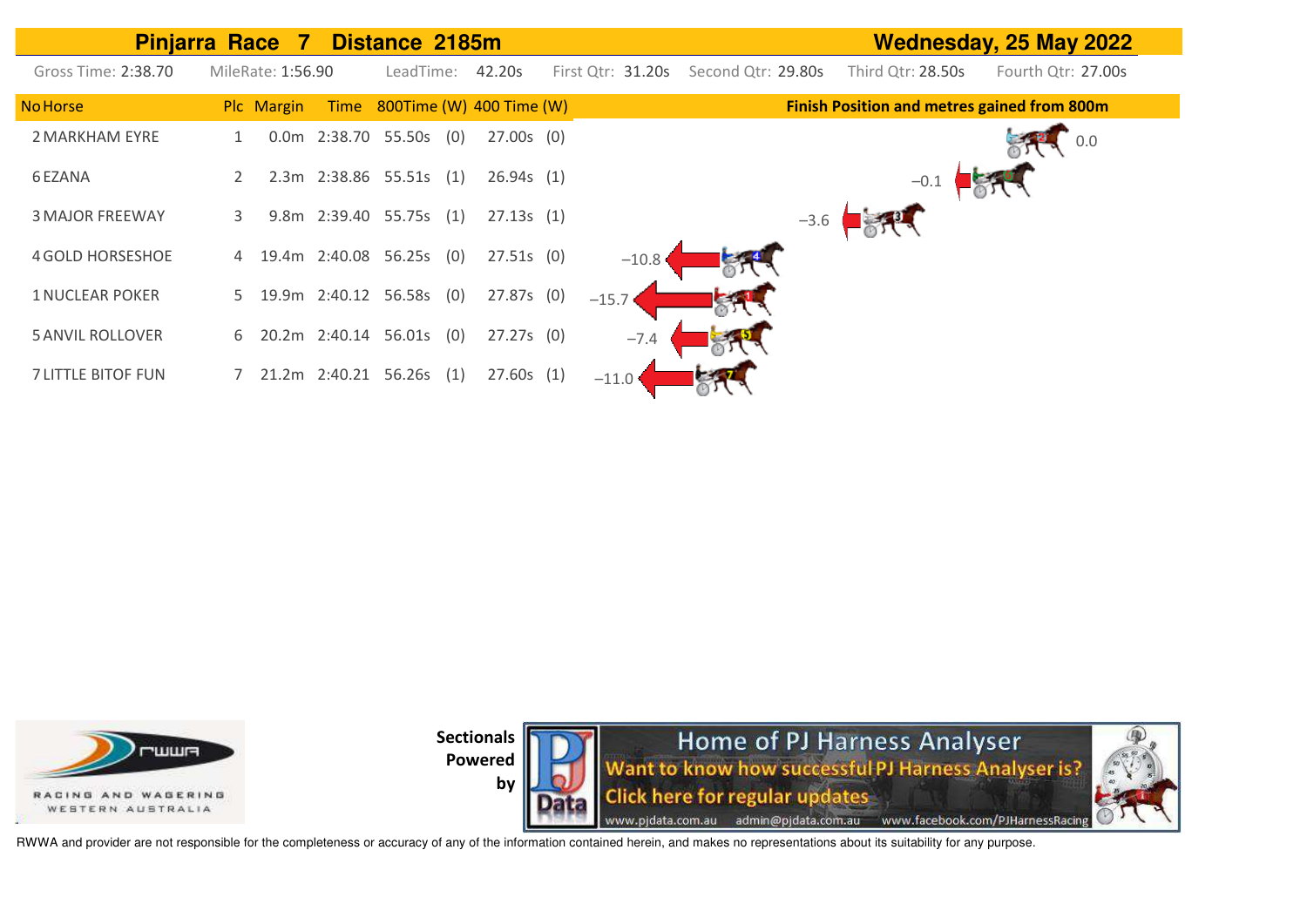## Pinjarra Race 7 Distance 2185m — Wednesday, 25 May 2022

Gross Time: 2:38.70 | MileRate: 1:56.90 | LeadTime: 42.20s | First Qtr: 31.20s | Second Qtr: 29.80s | Third Qtr: 28.50s | Fourth Qtr: 27.00s

| No | Horse | Plc | Margin | Time | 800Time | (W) | 400 Time | (W) | Finish Position and metres gained from 800m |
|---|---|---|---|---|---|---|---|---|---|
| 2 | MARKHAM EYRE | 1 | 0.0m | 2:38.70 | 55.50s | (0) | 27.00s | (0) | 0.0 |
| 6 | EZANA | 2 | 2.3m | 2:38.86 | 55.51s | (1) | 26.94s | (1) | −0.1 |
| 3 | MAJOR FREEWAY | 3 | 9.8m | 2:39.40 | 55.75s | (1) | 27.13s | (1) | −3.6 |
| 4 | GOLD HORSESHOE | 4 | 19.4m | 2:40.08 | 56.25s | (0) | 27.51s | (0) | −10.8 |
| 1 | NUCLEAR POKER | 5 | 19.9m | 2:40.12 | 56.58s | (0) | 27.87s | (0) | −15.7 |
| 5 | ANVIL ROLLOVER | 6 | 20.2m | 2:40.14 | 56.01s | (0) | 27.27s | (0) | −7.4 |
| 7 | LITTLE BITOF FUN | 7 | 21.2m | 2:40.21 | 56.26s | (1) | 27.60s | (1) | −11.0 |

RACING AND WAGERING WESTERN AUSTRALIA

**Sectionals Powered by**

Home of PJ Harness Analyser
Want to know how successful PJ Harness Analyser is?
Click here for regular updates
www.pjdata.com.au admin@pjdata.com.au www.facebook.com/PJHarnessRacing

RWWA and provider are not responsible for the completeness or accuracy of any of the information contained herein, and makes no representations about its suitability for any purpose.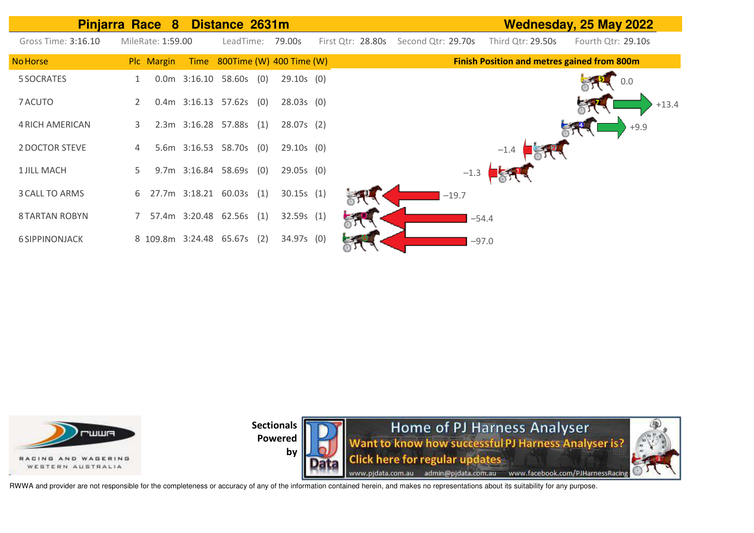# Pinjarra Race 8 Distance 2631m — Wednesday, 25 May 2022

Gross Time: 3:16.10 MileRate: 1:59.00 LeadTime: 79.00s First Qtr: 28.80s Second Qtr: 29.70s Third Qtr: 29.50s Fourth Qtr: 29.10s

| No Horse | Plc | Margin | Time | 800Time (W) | | 400 Time (W) | | Finish Position and metres gained from 800m |
|---|---|---|---|---|---|---|---|---|
| 5 SOCRATES | 1 | 0.0m | 3:16.10 | 58.60s | (0) | 29.10s | (0) | 0.0 |
| 7 ACUTO | 2 | 0.4m | 3:16.13 | 57.62s | (0) | 28.03s | (0) | +13.4 |
| 4 RICH AMERICAN | 3 | 2.3m | 3:16.28 | 57.88s | (1) | 28.07s | (2) | +9.9 |
| 2 DOCTOR STEVE | 4 | 5.6m | 3:16.53 | 58.70s | (0) | 29.10s | (0) | −1.4 |
| 1 JILL MACH | 5 | 9.7m | 3:16.84 | 58.69s | (0) | 29.05s | (0) | −1.3 |
| 3 CALL TO ARMS | 6 | 27.7m | 3:18.21 | 60.03s | (1) | 30.15s | (1) | −19.7 |
| 8 TARTAN ROBYN | 7 | 57.4m | 3:20.48 | 62.56s | (1) | 32.59s | (1) | −54.4 |
| 6 SIPPINONJACK | 8 | 109.8m | 3:24.48 | 65.67s | (2) | 34.97s | (0) | −97.0 |

RWWA — Racing and Wagering Western Australia

Sectionals Powered by

PJ Data — Home of PJ Harness Analyser. Want to know how successful PJ Harness Analyser is? Click here for regular updates. www.pjdata.com.au admin@pjdata.com.au www.facebook.com/PJHarnessRacing

RWWA and provider are not responsible for the completeness or accuracy of any of the information contained herein, and makes no representations about its suitability for any purpose.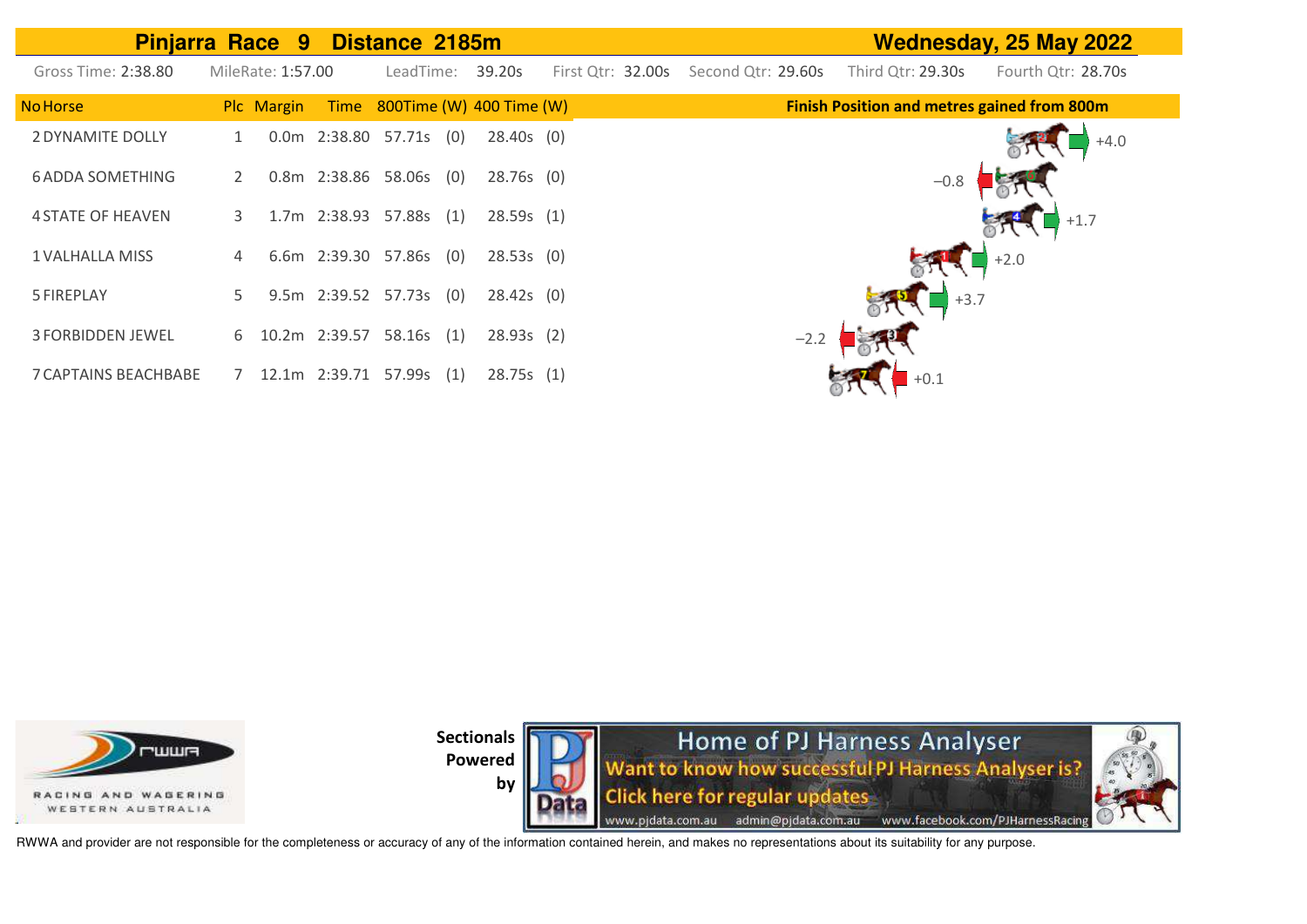## Pinjarra Race 9 Distance 2185m — Wednesday, 25 May 2022

Gross Time: 2:38.80 MileRate: 1:57.00 LeadTime: 39.20s First Qtr: 32.00s Second Qtr: 29.60s Third Qtr: 29.30s Fourth Qtr: 28.70s

| No | Horse | Plc | Margin | Time | 800Time | (W) | 400 Time | (W) |
|---|---|---|---|---|---|---|---|---|
| 2 | DYNAMITE DOLLY | 1 | 0.0m | 2:38.80 | 57.71s | (0) | 28.40s | (0) |
| 6 | ADDA SOMETHING | 2 | 0.8m | 2:38.86 | 58.06s | (0) | 28.76s | (0) |
| 4 | STATE OF HEAVEN | 3 | 1.7m | 2:38.93 | 57.88s | (1) | 28.59s | (1) |
| 1 | VALHALLA MISS | 4 | 6.6m | 2:39.30 | 57.86s | (0) | 28.53s | (0) |
| 5 | FIREPLAY | 5 | 9.5m | 2:39.52 | 57.73s | (0) | 28.42s | (0) |
| 3 | FORBIDDEN JEWEL | 6 | 10.2m | 2:39.57 | 58.16s | (1) | 28.93s | (2) |
| 7 | CAPTAINS BEACHBABE | 7 | 12.1m | 2:39.71 | 57.99s | (1) | 28.75s | (1) |

**Finish Position and metres gained from 800m**

+4.0

−0.8

+1.7

+2.0

+3.7

−2.2

+0.1

Sectionals Powered by

Home of PJ Harness Analyser
Want to know how successful PJ Harness Analyser is?
Click here for regular updates
www.pjdata.com.au admin@pjdata.com.au www.facebook.com/PJHarnessRacing

RWWA — RACING AND WAGERING WESTERN AUSTRALIA

RWWA and provider are not responsible for the completeness or accuracy of any of the information contained herein, and makes no representations about its suitability for any purpose.